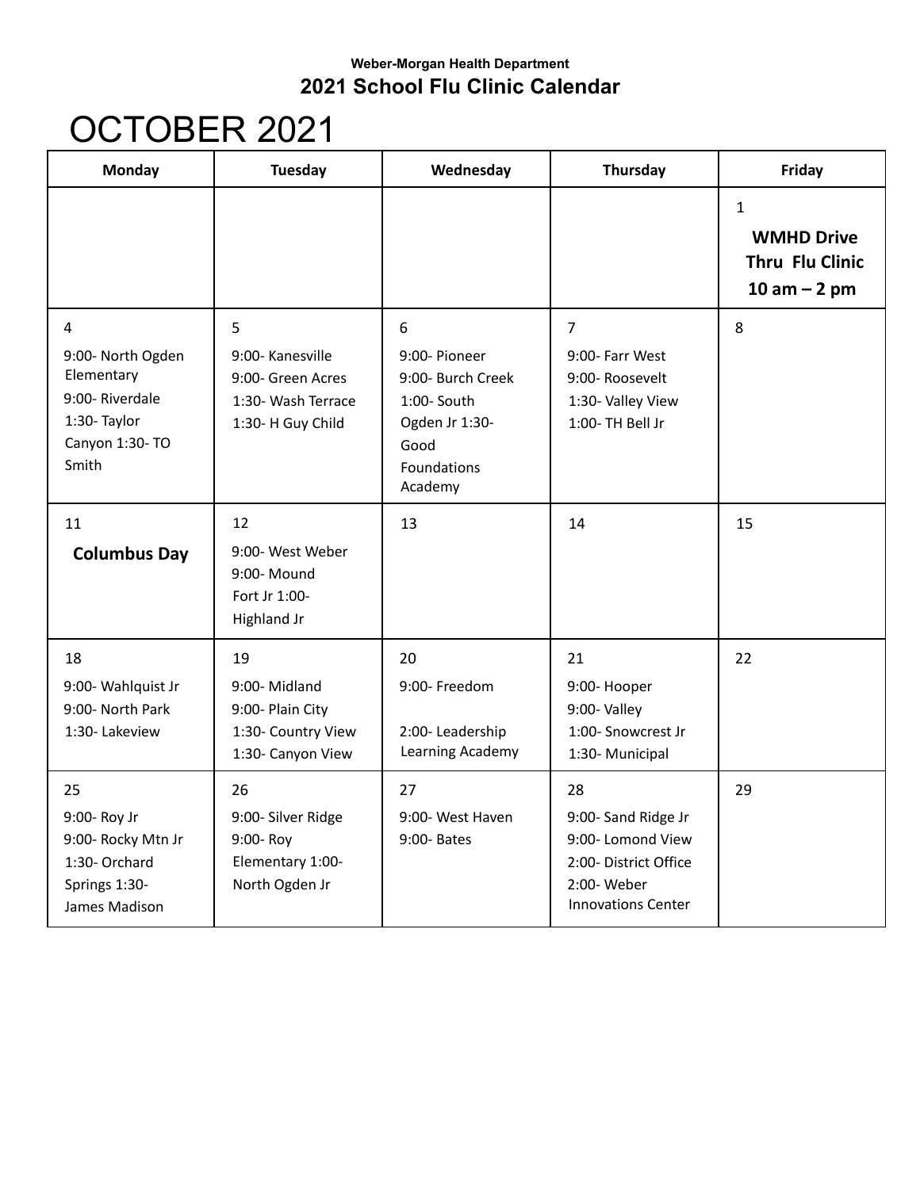**Weber-Morgan Health Department**

## 2021 School Flu Clinic Calendar

# OCTOBER 2021

| Monday | Tuesday | Wednesday | Thursday | Friday |
|---|---|---|---|---|
| | | | | 1<br>**WMHD Drive Thru Flu Clinic 10 am – 2 pm** |
| 4<br>9:00- North Ogden Elementary<br>9:00- Riverdale<br>1:30- Taylor Canyon<br>1:30- TO Smith | 5<br>9:00- Kanesville<br>9:00- Green Acres<br>1:30- Wash Terrace<br>1:30- H Guy Child | 6<br>9:00- Pioneer<br>9:00- Burch Creek<br>1:00- South Ogden Jr<br>1:30- Good Foundations Academy | 7<br>9:00- Farr West<br>9:00- Roosevelt<br>1:30- Valley View<br>1:00- TH Bell Jr | 8 |
| 11<br>**Columbus Day** | 12<br>9:00- West Weber<br>9:00- Mound Fort Jr<br>1:00- Highland Jr | 13 | 14 | 15 |
| 18<br>9:00- Wahlquist Jr<br>9:00- North Park<br>1:30- Lakeview | 19<br>9:00- Midland<br>9:00- Plain City<br>1:30- Country View<br>1:30- Canyon View | 20<br>9:00- Freedom<br>2:00- Leadership Learning Academy | 21<br>9:00- Hooper<br>9:00- Valley<br>1:00- Snowcrest Jr<br>1:30- Municipal | 22 |
| 25<br>9:00- Roy Jr<br>9:00- Rocky Mtn Jr<br>1:30- Orchard Springs<br>1:30- James Madison | 26<br>9:00- Silver Ridge<br>9:00- Roy Elementary<br>1:00- North Ogden Jr | 27<br>9:00- West Haven<br>9:00- Bates | 28<br>9:00- Sand Ridge Jr<br>9:00- Lomond View<br>2:00- District Office<br>2:00- Weber Innovations Center | 29 |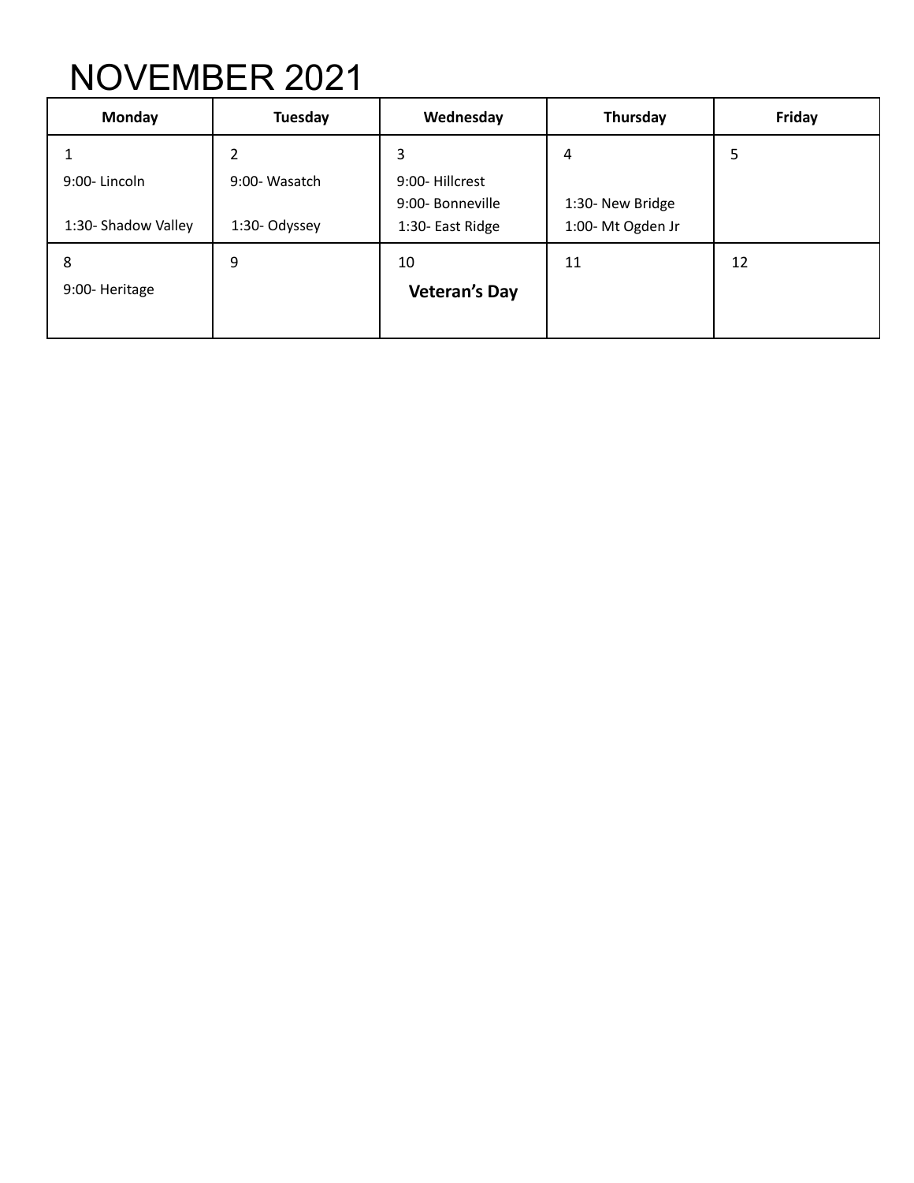# NOVEMBER 2021

| Monday | Tuesday | Wednesday | Thursday | Friday |
|---|---|---|---|---|
| 1<br>9:00- Lincoln<br>1:30- Shadow Valley | 2<br>9:00- Wasatch<br>1:30- Odyssey | 3<br>9:00- Hillcrest<br>9:00- Bonneville<br>1:30- East Ridge | 4<br>1:30- New Bridge<br>1:00- Mt Ogden Jr | 5 |
| 8<br>9:00- Heritage | 9 | 10<br>**Veteran's Day** | 11 | 12 |